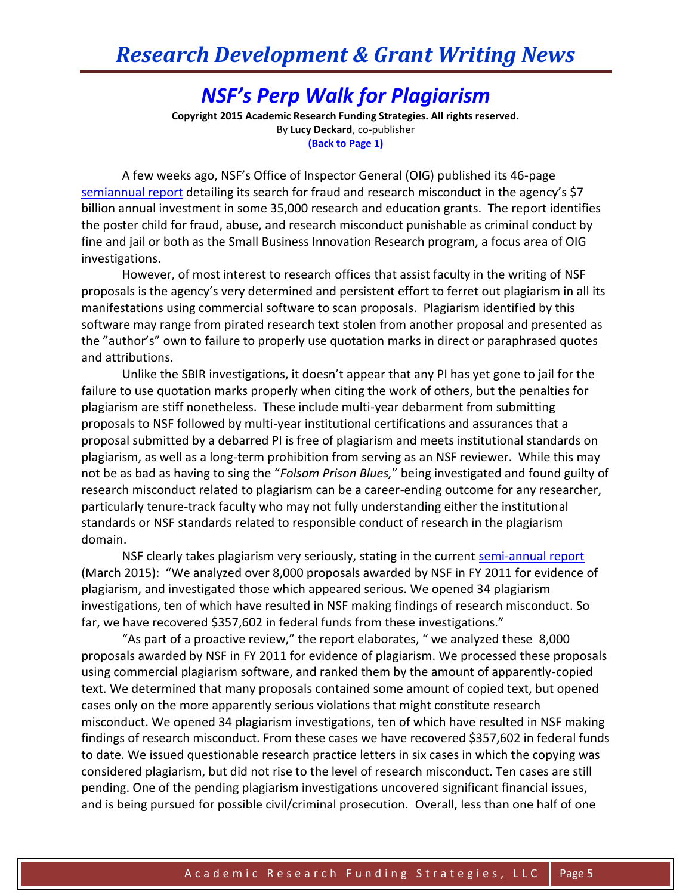# NSF's Perp Walk for Plagiarism

**Copyright 2015 Academic Research Funding Strategies. All rights reserved.**
By **Lucy Deckard**, co-publisher
**(Back to Page 1)**

A few weeks ago, NSF's Office of Inspector General (OIG) published its 46-page semiannual report detailing its search for fraud and research misconduct in the agency's $7 billion annual investment in some 35,000 research and education grants. The report identifies the poster child for fraud, abuse, and research misconduct punishable as criminal conduct by fine and jail or both as the Small Business Innovation Research program, a focus area of OIG investigations.

However, of most interest to research offices that assist faculty in the writing of NSF proposals is the agency's very determined and persistent effort to ferret out plagiarism in all its manifestations using commercial software to scan proposals. Plagiarism identified by this software may range from pirated research text stolen from another proposal and presented as the "author's" own to failure to properly use quotation marks in direct or paraphrased quotes and attributions.

Unlike the SBIR investigations, it doesn't appear that any PI has yet gone to jail for the failure to use quotation marks properly when citing the work of others, but the penalties for plagiarism are stiff nonetheless. These include multi-year debarment from submitting proposals to NSF followed by multi-year institutional certifications and assurances that a proposal submitted by a debarred PI is free of plagiarism and meets institutional standards on plagiarism, as well as a long-term prohibition from serving as an NSF reviewer. While this may not be as bad as having to sing the "*Folsom Prison Blues,*" being investigated and found guilty of research misconduct related to plagiarism can be a career-ending outcome for any researcher, particularly tenure-track faculty who may not fully understanding either the institutional standards or NSF standards related to responsible conduct of research in the plagiarism domain.

NSF clearly takes plagiarism very seriously, stating in the current semi-annual report (March 2015): "We analyzed over 8,000 proposals awarded by NSF in FY 2011 for evidence of plagiarism, and investigated those which appeared serious. We opened 34 plagiarism investigations, ten of which have resulted in NSF making findings of research misconduct. So far, we have recovered $357,602 in federal funds from these investigations."

"As part of a proactive review," the report elaborates, " we analyzed these 8,000 proposals awarded by NSF in FY 2011 for evidence of plagiarism. We processed these proposals using commercial plagiarism software, and ranked them by the amount of apparently-copied text. We determined that many proposals contained some amount of copied text, but opened cases only on the more apparently serious violations that might constitute research misconduct. We opened 34 plagiarism investigations, ten of which have resulted in NSF making findings of research misconduct. From these cases we have recovered $357,602 in federal funds to date. We issued questionable research practice letters in six cases in which the copying was considered plagiarism, but did not rise to the level of research misconduct. Ten cases are still pending. One of the pending plagiarism investigations uncovered significant financial issues, and is being pursued for possible civil/criminal prosecution. Overall, less than one half of one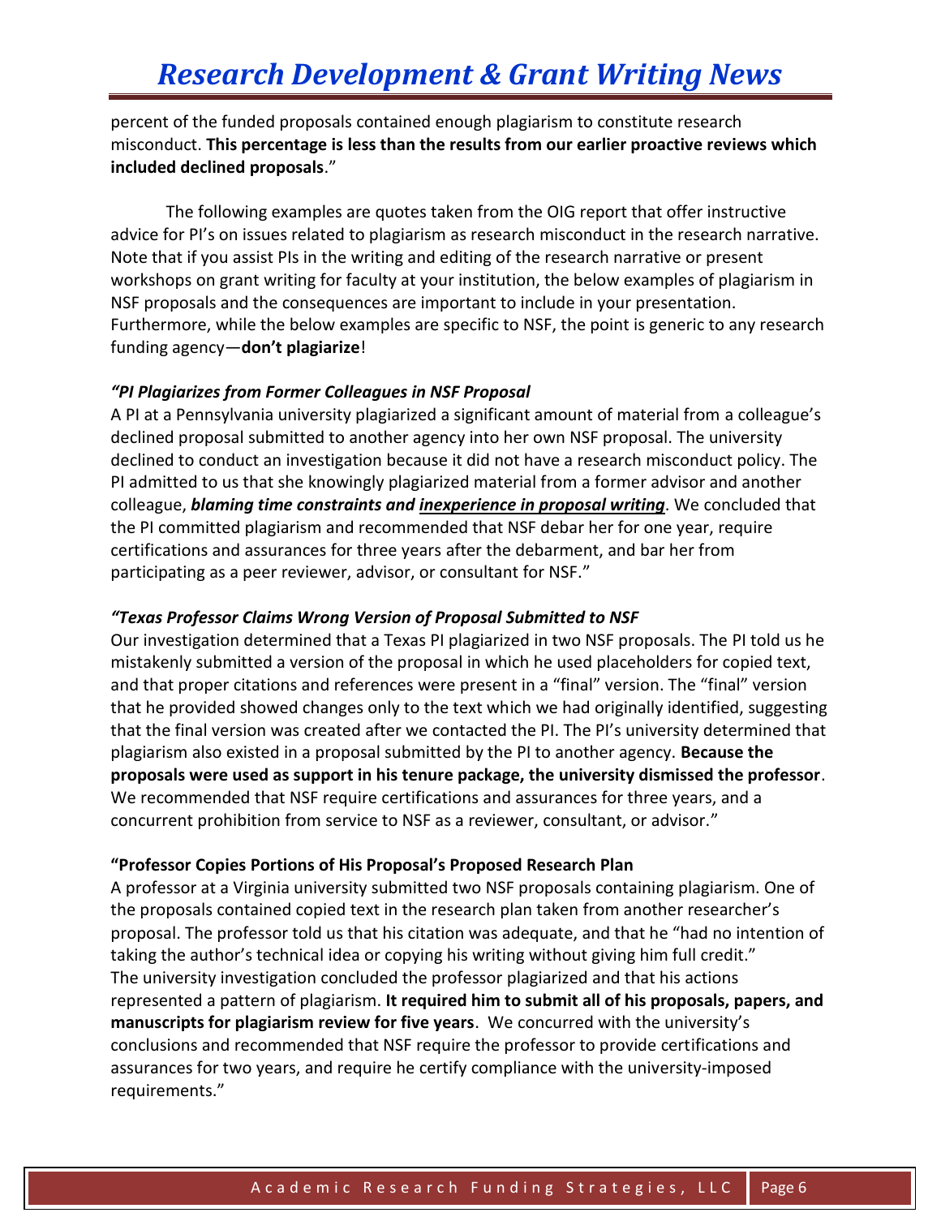percent of the funded proposals contained enough plagiarism to constitute research misconduct. **This percentage is less than the results from our earlier proactive reviews which included declined proposals**."

The following examples are quotes taken from the OIG report that offer instructive advice for PI's on issues related to plagiarism as research misconduct in the research narrative. Note that if you assist PIs in the writing and editing of the research narrative or present workshops on grant writing for faculty at your institution, the below examples of plagiarism in NSF proposals and the consequences are important to include in your presentation. Furthermore, while the below examples are specific to NSF, the point is generic to any research funding agency—**don't plagiarize**!

***"PI Plagiarizes from Former Colleagues in NSF Proposal***

A PI at a Pennsylvania university plagiarized a significant amount of material from a colleague's declined proposal submitted to another agency into her own NSF proposal. The university declined to conduct an investigation because it did not have a research misconduct policy. The PI admitted to us that she knowingly plagiarized material from a former advisor and another colleague, ***blaming time constraints and <u>inexperience in proposal writing</u>***. We concluded that the PI committed plagiarism and recommended that NSF debar her for one year, require certifications and assurances for three years after the debarment, and bar her from participating as a peer reviewer, advisor, or consultant for NSF."

***"Texas Professor Claims Wrong Version of Proposal Submitted to NSF***

Our investigation determined that a Texas PI plagiarized in two NSF proposals. The PI told us he mistakenly submitted a version of the proposal in which he used placeholders for copied text, and that proper citations and references were present in a "final" version. The "final" version that he provided showed changes only to the text which we had originally identified, suggesting that the final version was created after we contacted the PI. The PI's university determined that plagiarism also existed in a proposal submitted by the PI to another agency. **Because the proposals were used as support in his tenure package, the university dismissed the professor**. We recommended that NSF require certifications and assurances for three years, and a concurrent prohibition from service to NSF as a reviewer, consultant, or advisor."

**"Professor Copies Portions of His Proposal's Proposed Research Plan**

A professor at a Virginia university submitted two NSF proposals containing plagiarism. One of the proposals contained copied text in the research plan taken from another researcher's proposal. The professor told us that his citation was adequate, and that he "had no intention of taking the author's technical idea or copying his writing without giving him full credit." The university investigation concluded the professor plagiarized and that his actions represented a pattern of plagiarism. **It required him to submit all of his proposals, papers, and manuscripts for plagiarism review for five years**. We concurred with the university's conclusions and recommended that NSF require the professor to provide certifications and assurances for two years, and require he certify compliance with the university-imposed requirements."